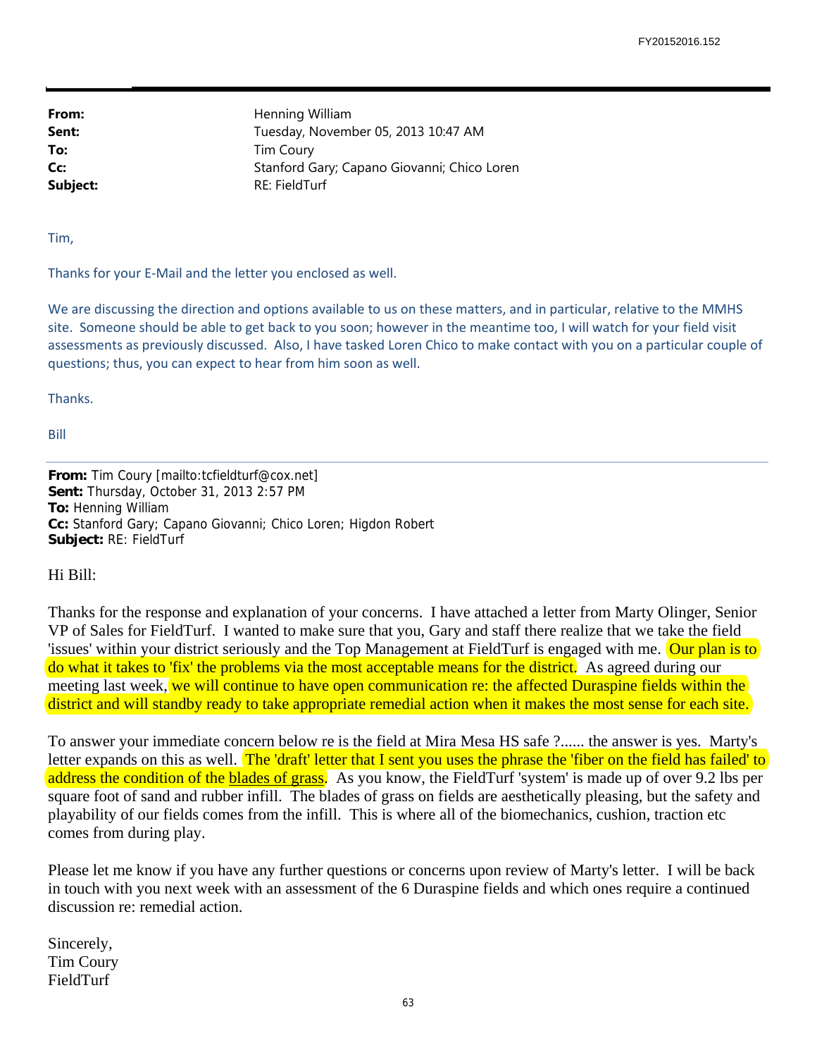| | |
|---|---|
| **From:** | Henning William |
| **Sent:** | Tuesday, November 05, 2013 10:47 AM |
| **To:** | Tim Coury |
| **Cc:** | Stanford Gary; Capano Giovanni; Chico Loren |
| **Subject:** | RE: FieldTurf |

Tim,

Thanks for your E-Mail and the letter you enclosed as well.

We are discussing the direction and options available to us on these matters, and in particular, relative to the MMHS site. Someone should be able to get back to you soon; however in the meantime too, I will watch for your field visit assessments as previously discussed. Also, I have tasked Loren Chico to make contact with you on a particular couple of questions; thus, you can expect to hear from him soon as well.

Thanks.

Bill

---

**From:** Tim Coury [mailto:tcfieldturf@cox.net]
**Sent:** Thursday, October 31, 2013 2:57 PM
**To:** Henning William
**Cc:** Stanford Gary; Capano Giovanni; Chico Loren; Higdon Robert
**Subject:** RE: FieldTurf

Hi Bill:

Thanks for the response and explanation of your concerns. I have attached a letter from Marty Olinger, Senior VP of Sales for FieldTurf. I wanted to make sure that you, Gary and staff there realize that we take the field 'issues' within your district seriously and the Top Management at FieldTurf is engaged with me. Our plan is to do what it takes to 'fix' the problems via the most acceptable means for the district. As agreed during our meeting last week, we will continue to have open communication re: the affected Duraspine fields within the district and will standby ready to take appropriate remedial action when it makes the most sense for each site.

To answer your immediate concern below re is the field at Mira Mesa HS safe ?...... the answer is yes. Marty's letter expands on this as well. The 'draft' letter that I sent you uses the phrase the 'fiber on the field has failed' to address the condition of the blades of grass. As you know, the FieldTurf 'system' is made up of over 9.2 lbs per square foot of sand and rubber infill. The blades of grass on fields are aesthetically pleasing, but the safety and playability of our fields comes from the infill. This is where all of the biomechanics, cushion, traction etc comes from during play.

Please let me know if you have any further questions or concerns upon review of Marty's letter. I will be back in touch with you next week with an assessment of the 6 Duraspine fields and which ones require a continued discussion re: remedial action.

Sincerely,
Tim Coury
FieldTurf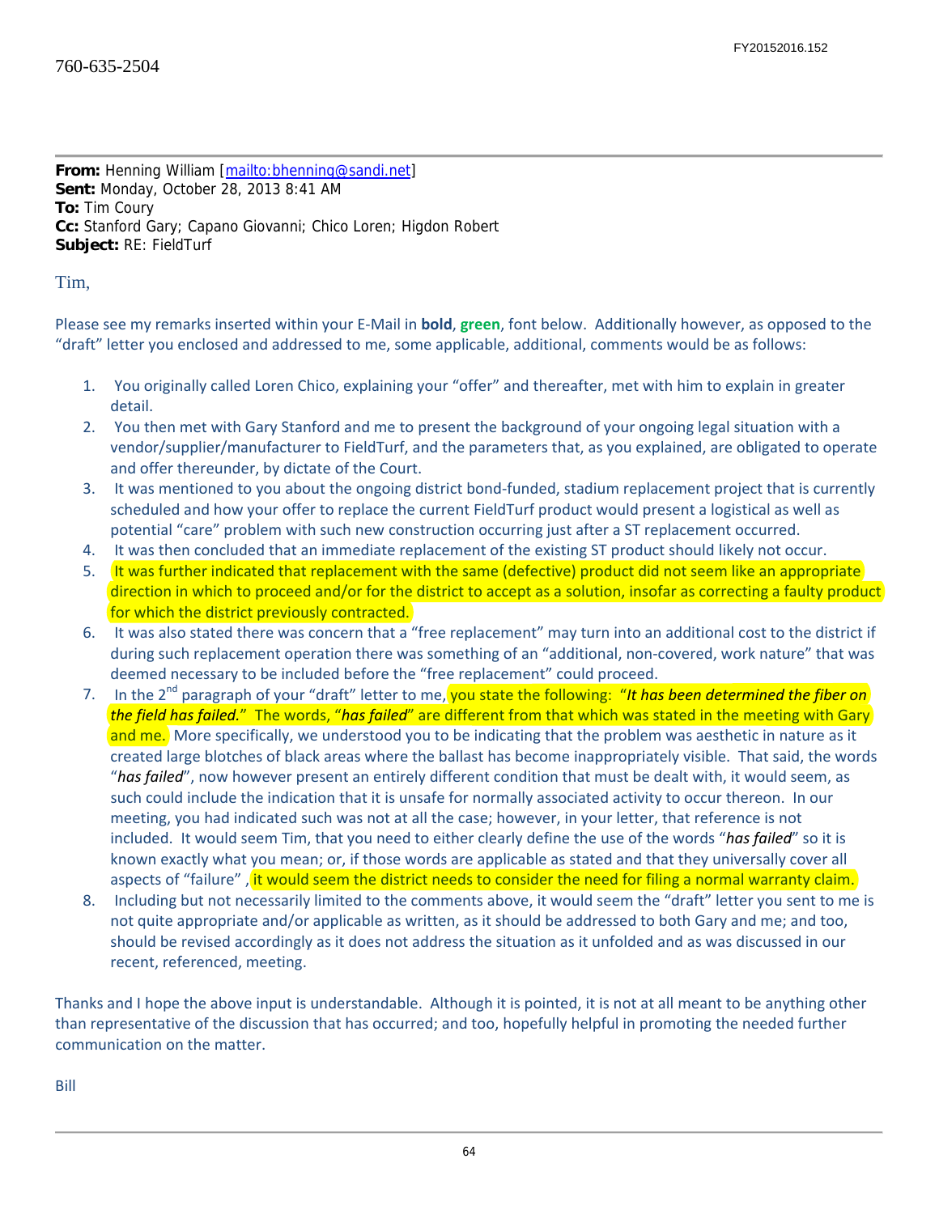760-635-2504

---

**From:** Henning William [mailto:bhenning@sandi.net]
**Sent:** Monday, October 28, 2013 8:41 AM
**To:** Tim Coury
**Cc:** Stanford Gary; Capano Giovanni; Chico Loren; Higdon Robert
**Subject:** RE: FieldTurf

Tim,

Please see my remarks inserted within your E-Mail in **bold**, **green**, font below. Additionally however, as opposed to the "draft" letter you enclosed and addressed to me, some applicable, additional, comments would be as follows:

1. You originally called Loren Chico, explaining your "offer" and thereafter, met with him to explain in greater detail.
2. You then met with Gary Stanford and me to present the background of your ongoing legal situation with a vendor/supplier/manufacturer to FieldTurf, and the parameters that, as you explained, are obligated to operate and offer thereunder, by dictate of the Court.
3. It was mentioned to you about the ongoing district bond-funded, stadium replacement project that is currently scheduled and how your offer to replace the current FieldTurf product would present a logistical as well as potential "care" problem with such new construction occurring just after a ST replacement occurred.
4. It was then concluded that an immediate replacement of the existing ST product should likely not occur.
5. It was further indicated that replacement with the same (defective) product did not seem like an appropriate direction in which to proceed and/or for the district to accept as a solution, insofar as correcting a faulty product for which the district previously contracted.
6. It was also stated there was concern that a "free replacement" may turn into an additional cost to the district if during such replacement operation there was something of an "additional, non-covered, work nature" that was deemed necessary to be included before the "free replacement" could proceed.
7. In the 2nd paragraph of your "draft" letter to me, you state the following: "*It has been determined the fiber on the field has failed.*" The words, "*has failed*" are different from that which was stated in the meeting with Gary and me. More specifically, we understood you to be indicating that the problem was aesthetic in nature as it created large blotches of black areas where the ballast has become inappropriately visible. That said, the words "*has failed*", now however present an entirely different condition that must be dealt with, it would seem, as such could include the indication that it is unsafe for normally associated activity to occur thereon. In our meeting, you had indicated such was not at all the case; however, in your letter, that reference is not included. It would seem Tim, that you need to either clearly define the use of the words "*has failed*" so it is known exactly what you mean; or, if those words are applicable as stated and that they universally cover all aspects of "failure" , it would seem the district needs to consider the need for filing a normal warranty claim.
8. Including but not necessarily limited to the comments above, it would seem the "draft" letter you sent to me is not quite appropriate and/or applicable as written, as it should be addressed to both Gary and me; and too, should be revised accordingly as it does not address the situation as it unfolded and as was discussed in our recent, referenced, meeting.

Thanks and I hope the above input is understandable. Although it is pointed, it is not at all meant to be anything other than representative of the discussion that has occurred; and too, hopefully helpful in promoting the needed further communication on the matter.

Bill

---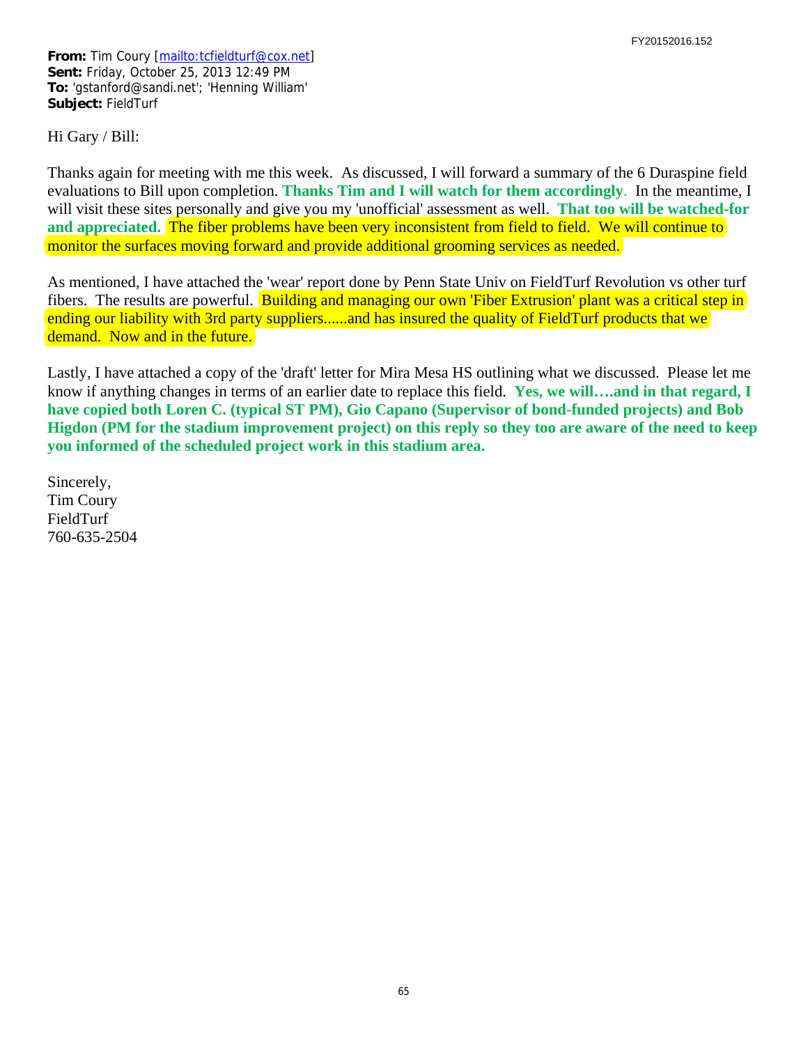**From:** Tim Coury [mailto:tcfieldturf@cox.net]
**Sent:** Friday, October 25, 2013 12:49 PM
**To:** 'gstanford@sandi.net'; 'Henning William'
**Subject:** FieldTurf

Hi Gary / Bill:

Thanks again for meeting with me this week. As discussed, I will forward a summary of the 6 Duraspine field evaluations to Bill upon completion. **Thanks Tim and I will watch for them accordingly**. In the meantime, I will visit these sites personally and give you my 'unofficial' assessment as well. **That too will be watched-for and appreciated.** The fiber problems have been very inconsistent from field to field. We will continue to monitor the surfaces moving forward and provide additional grooming services as needed.

As mentioned, I have attached the 'wear' report done by Penn State Univ on FieldTurf Revolution vs other turf fibers. The results are powerful. Building and managing our own 'Fiber Extrusion' plant was a critical step in ending our liability with 3rd party suppliers......and has insured the quality of FieldTurf products that we demand. Now and in the future.

Lastly, I have attached a copy of the 'draft' letter for Mira Mesa HS outlining what we discussed. Please let me know if anything changes in terms of an earlier date to replace this field. **Yes, we will….and in that regard, I have copied both Loren C. (typical ST PM), Gio Capano (Supervisor of bond-funded projects) and Bob Higdon (PM for the stadium improvement project) on this reply so they too are aware of the need to keep you informed of the scheduled project work in this stadium area.**

Sincerely,
Tim Coury
FieldTurf
760-635-2504